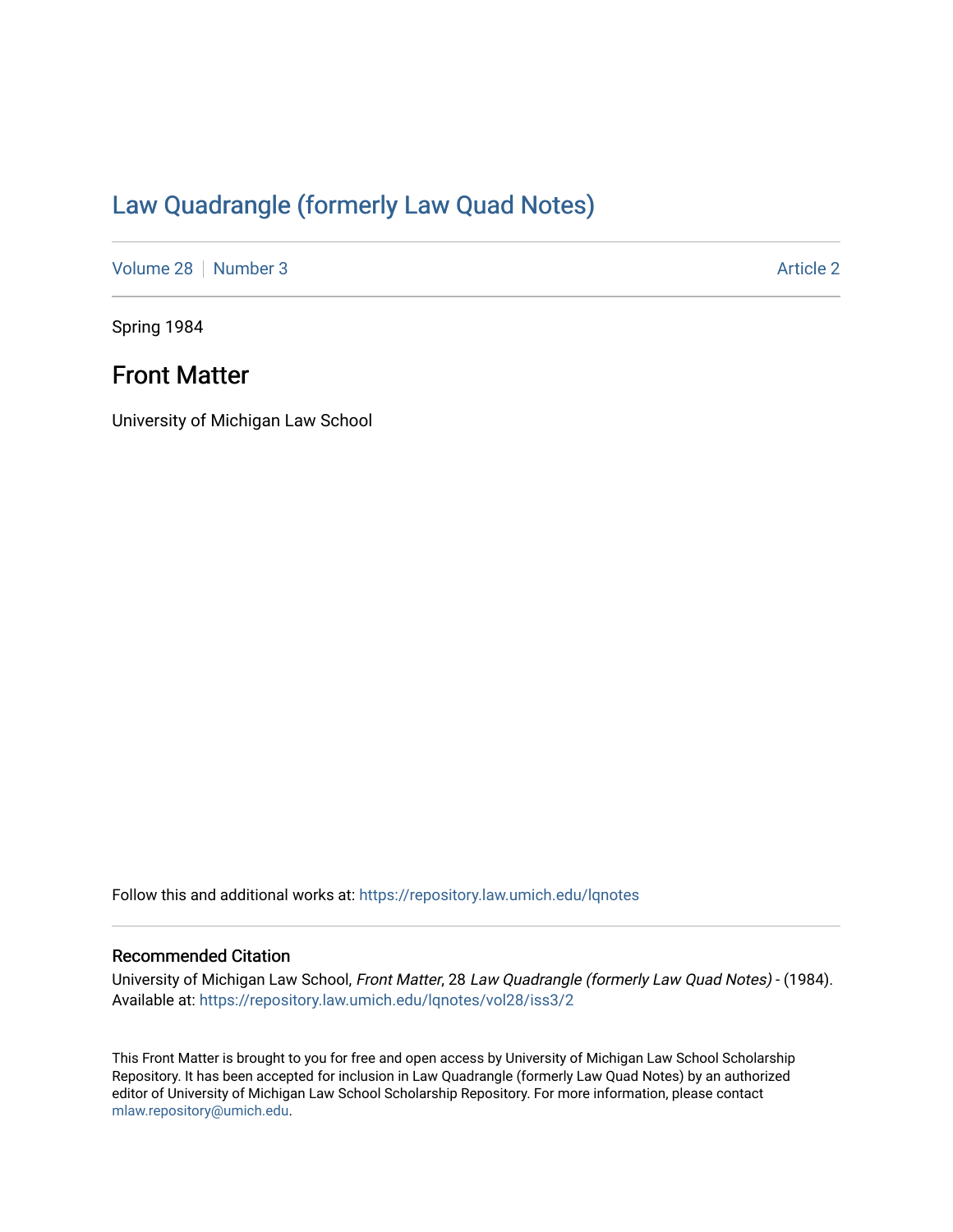# Law Quadrangle (formerly Law Quad Notes)

Volume 28 | Number 3 Article 2

Spring 1984

## Front Matter

University of Michigan Law School

Follow this and additional works at: https://repository.law.umich.edu/lqnotes

### Recommended Citation

University of Michigan Law School, *Front Matter*, 28 *Law Quadrangle (formerly Law Quad Notes)* - (1984). Available at: https://repository.law.umich.edu/lqnotes/vol28/iss3/2

This Front Matter is brought to you for free and open access by University of Michigan Law School Scholarship Repository. It has been accepted for inclusion in Law Quadrangle (formerly Law Quad Notes) by an authorized editor of University of Michigan Law School Scholarship Repository. For more information, please contact mlaw.repository@umich.edu.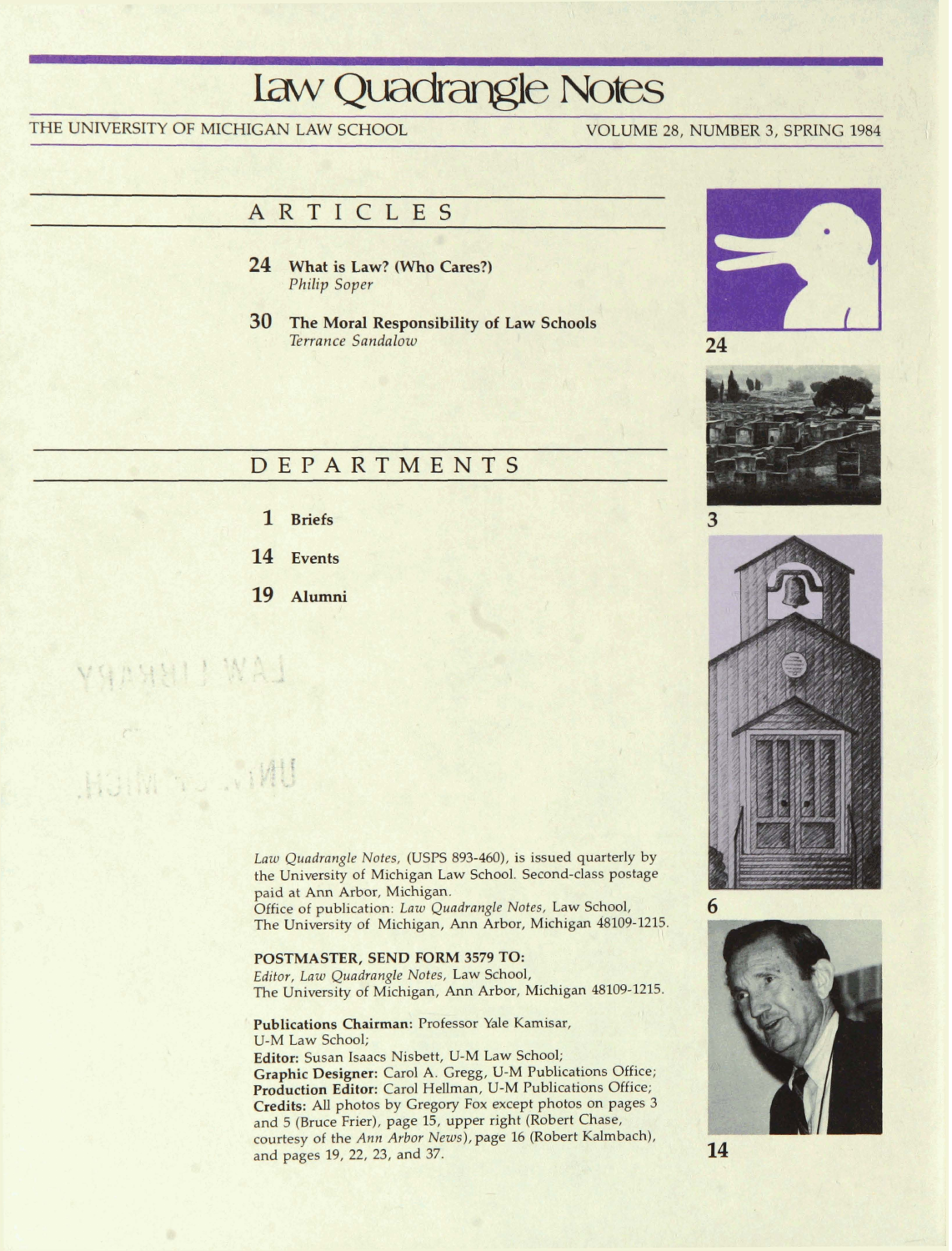# Law Quadrangle Notes

THE UNIVERSITY OF MICHIGAN LAW SCHOOL — VOLUME 28, NUMBER 3, SPRING 1984

## ARTICLES

**24** **What is Law? (Who Cares?)**
*Philip Soper*

**30** **The Moral Responsibility of Law Schools**
*Terrance Sandalow*

## DEPARTMENTS

**1** **Briefs**

**14** **Events**

**19** **Alumni**

24

3

6

14

*Law Quadrangle Notes*, (USPS 893-460), is issued quarterly by the University of Michigan Law School. Second-class postage paid at Ann Arbor, Michigan.
Office of publication: *Law Quadrangle Notes*, Law School, The University of Michigan, Ann Arbor, Michigan 48109-1215.

**POSTMASTER, SEND FORM 3579 TO:**
*Editor, Law Quadrangle Notes*, Law School, The University of Michigan, Ann Arbor, Michigan 48109-1215.

**Publications Chairman:** Professor Yale Kamisar, U-M Law School;
**Editor:** Susan Isaacs Nisbett, U-M Law School;
**Graphic Designer:** Carol A. Gregg, U-M Publications Office;
**Production Editor:** Carol Hellman, U-M Publications Office;
**Credits:** All photos by Gregory Fox except photos on pages 3 and 5 (Bruce Frier), page 15, upper right (Robert Chase, courtesy of the *Ann Arbor News*), page 16 (Robert Kalmbach), and pages 19, 22, 23, and 37.